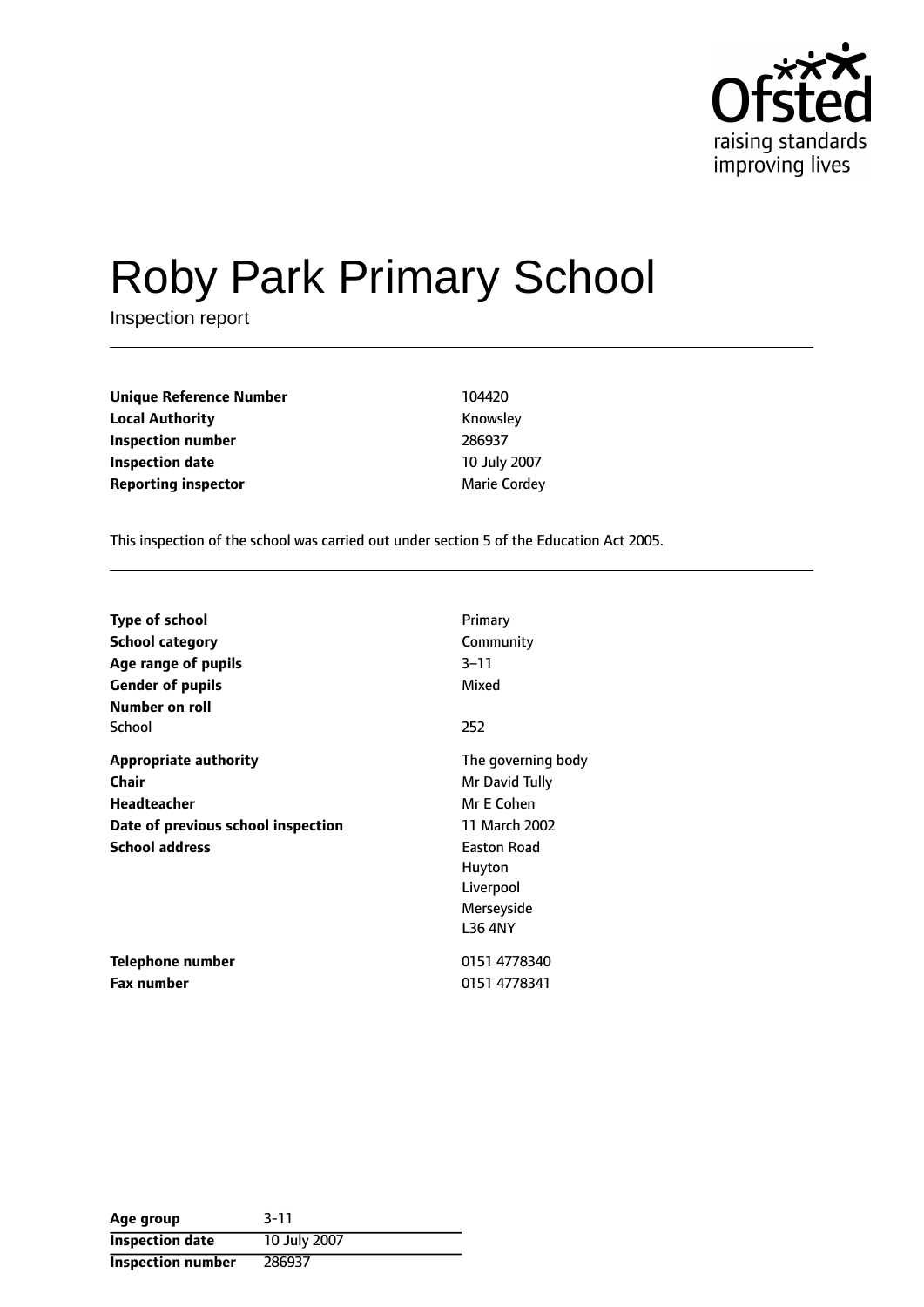# Roby Park Primary School

Inspection report

| | |
|---|---|
| **Unique Reference Number** | 104420 |
| **Local Authority** | Knowsley |
| **Inspection number** | 286937 |
| **Inspection date** | 10 July 2007 |
| **Reporting inspector** | Marie Cordey |

This inspection of the school was carried out under section 5 of the Education Act 2005.

| | |
|---|---|
| **Type of school** | Primary |
| **School category** | Community |
| **Age range of pupils** | 3–11 |
| **Gender of pupils** | Mixed |
| **Number on roll** | |
| School | 252 |
| **Appropriate authority** | The governing body |
| **Chair** | Mr David Tully |
| **Headteacher** | Mr E Cohen |
| **Date of previous school inspection** | 11 March 2002 |
| **School address** | Easton Road<br>Huyton<br>Liverpool<br>Merseyside<br>L36 4NY |
| **Telephone number** | 0151 4778340 |
| **Fax number** | 0151 4778341 |

| | |
|---|---|
| **Age group** | 3-11 |
| **Inspection date** | 10 July 2007 |
| **Inspection number** | 286937 |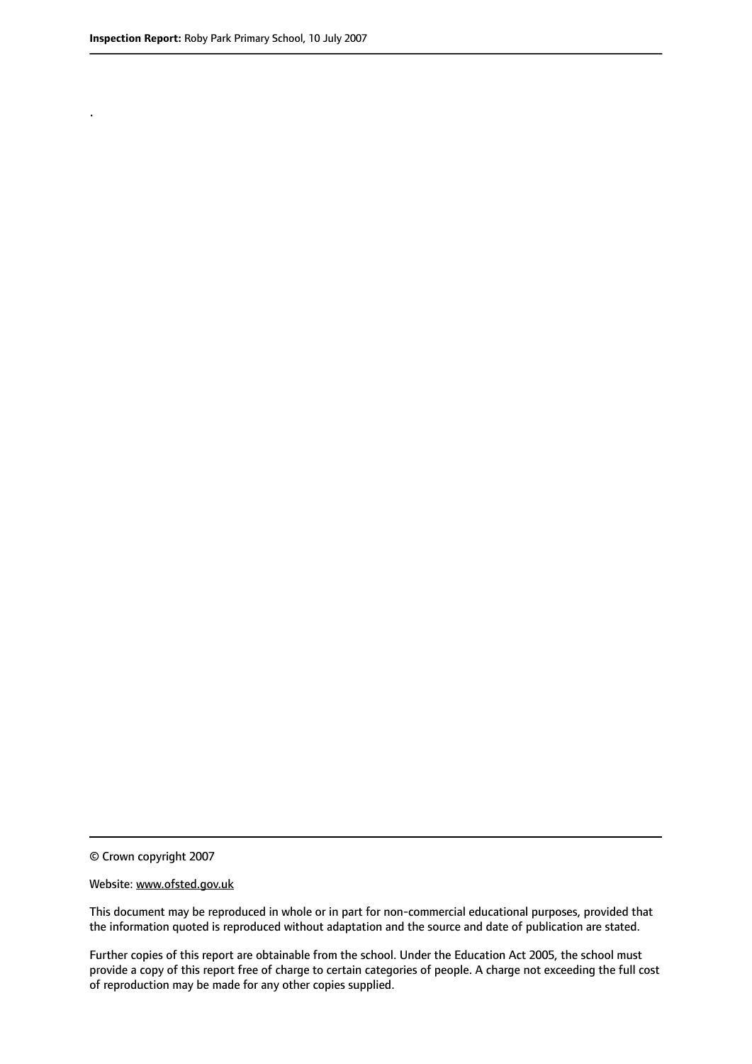.

© Crown copyright 2007

Website: www.ofsted.gov.uk

This document may be reproduced in whole or in part for non-commercial educational purposes, provided that the information quoted is reproduced without adaptation and the source and date of publication are stated.

Further copies of this report are obtainable from the school. Under the Education Act 2005, the school must provide a copy of this report free of charge to certain categories of people. A charge not exceeding the full cost of reproduction may be made for any other copies supplied.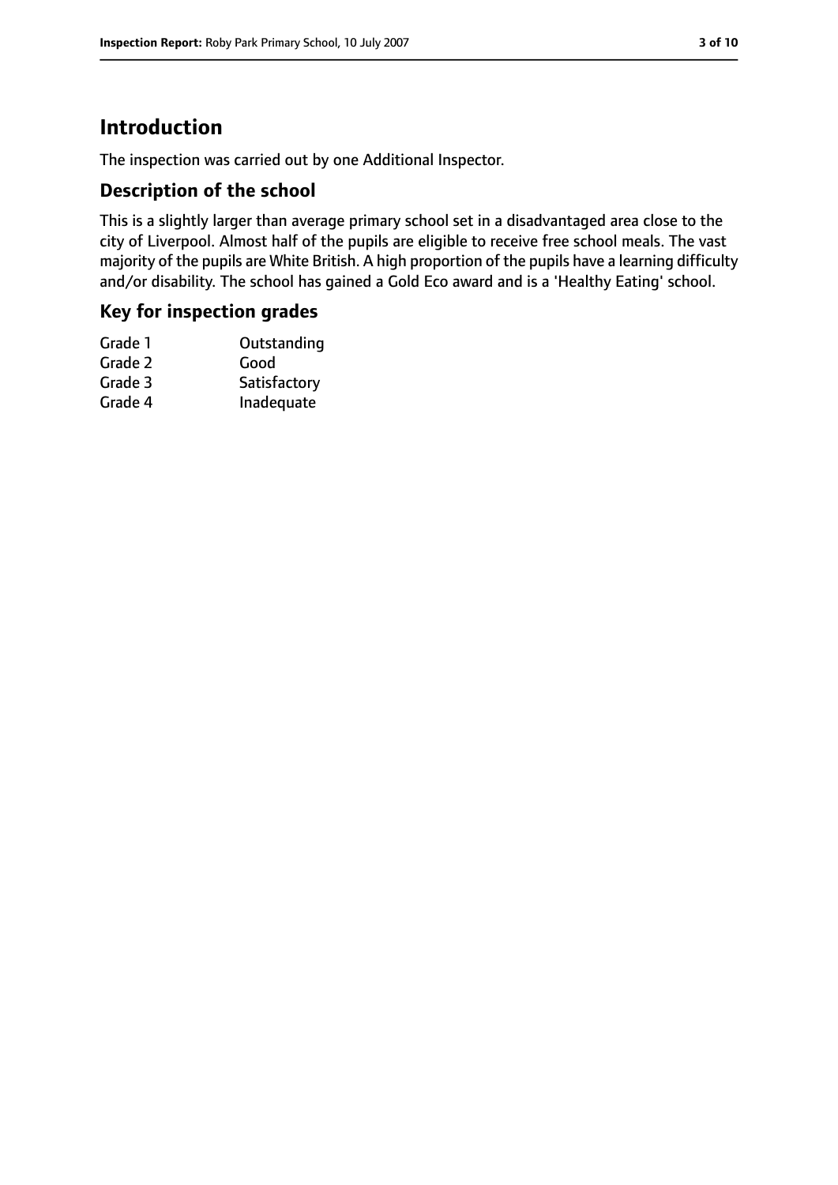# Introduction

The inspection was carried out by one Additional Inspector.

## Description of the school

This is a slightly larger than average primary school set in a disadvantaged area close to the city of Liverpool. Almost half of the pupils are eligible to receive free school meals. The vast majority of the pupils are White British. A high proportion of the pupils have a learning difficulty and/or disability. The school has gained a Gold Eco award and is a 'Healthy Eating' school.

## Key for inspection grades

| | |
|---|---|
| Grade 1 | Outstanding |
| Grade 2 | Good |
| Grade 3 | Satisfactory |
| Grade 4 | Inadequate |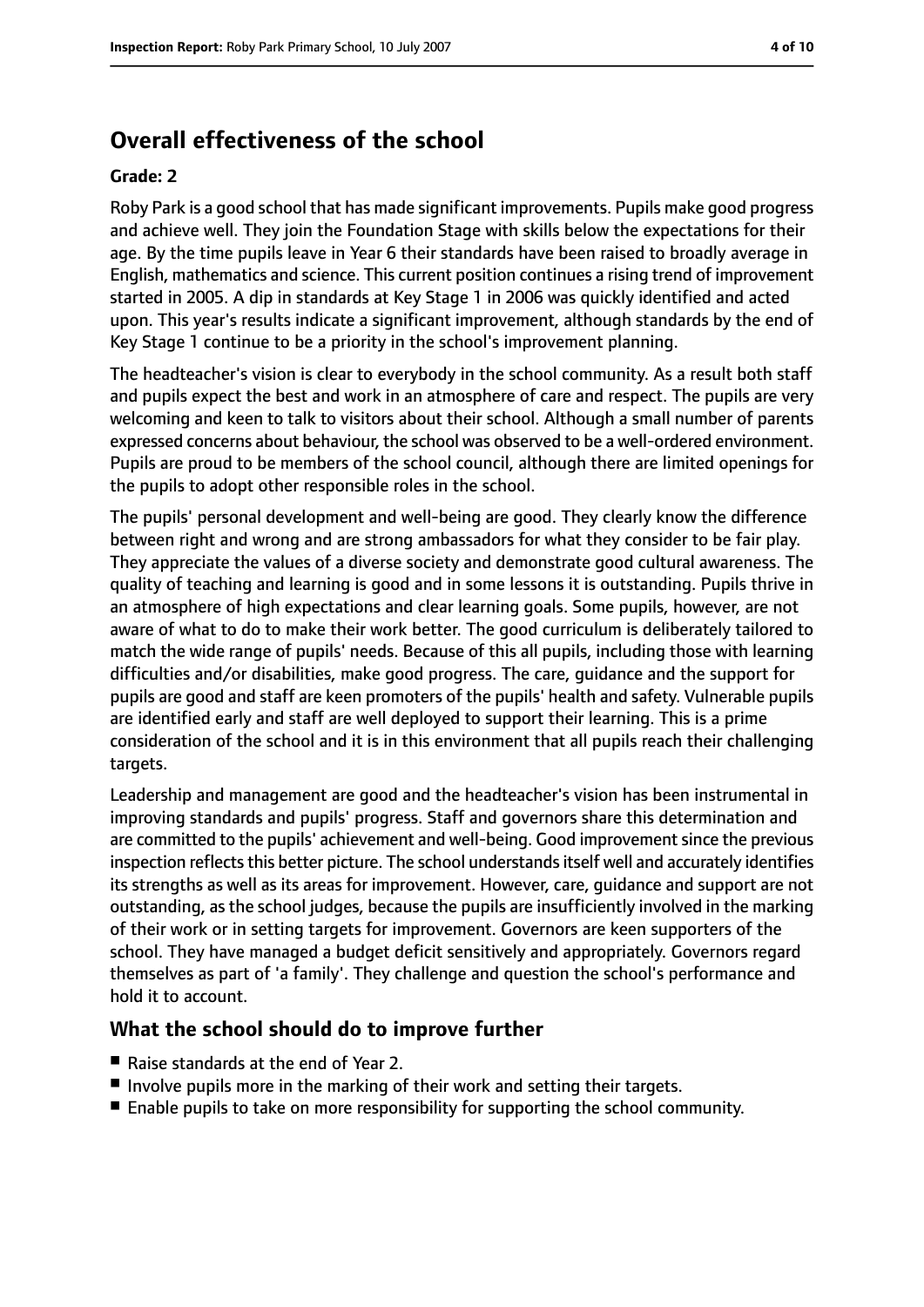## Overall effectiveness of the school

### Grade: 2

Roby Park is a good school that has made significant improvements. Pupils make good progress and achieve well. They join the Foundation Stage with skills below the expectations for their age. By the time pupils leave in Year 6 their standards have been raised to broadly average in English, mathematics and science. This current position continues a rising trend of improvement started in 2005. A dip in standards at Key Stage 1 in 2006 was quickly identified and acted upon. This year's results indicate a significant improvement, although standards by the end of Key Stage 1 continue to be a priority in the school's improvement planning.

The headteacher's vision is clear to everybody in the school community. As a result both staff and pupils expect the best and work in an atmosphere of care and respect. The pupils are very welcoming and keen to talk to visitors about their school. Although a small number of parents expressed concerns about behaviour, the school was observed to be a well-ordered environment. Pupils are proud to be members of the school council, although there are limited openings for the pupils to adopt other responsible roles in the school.

The pupils' personal development and well-being are good. They clearly know the difference between right and wrong and are strong ambassadors for what they consider to be fair play. They appreciate the values of a diverse society and demonstrate good cultural awareness. The quality of teaching and learning is good and in some lessons it is outstanding. Pupils thrive in an atmosphere of high expectations and clear learning goals. Some pupils, however, are not aware of what to do to make their work better. The good curriculum is deliberately tailored to match the wide range of pupils' needs. Because of this all pupils, including those with learning difficulties and/or disabilities, make good progress. The care, guidance and the support for pupils are good and staff are keen promoters of the pupils' health and safety. Vulnerable pupils are identified early and staff are well deployed to support their learning. This is a prime consideration of the school and it is in this environment that all pupils reach their challenging targets.

Leadership and management are good and the headteacher's vision has been instrumental in improving standards and pupils' progress. Staff and governors share this determination and are committed to the pupils' achievement and well-being. Good improvement since the previous inspection reflects this better picture. The school understands itself well and accurately identifies its strengths as well as its areas for improvement. However, care, guidance and support are not outstanding, as the school judges, because the pupils are insufficiently involved in the marking of their work or in setting targets for improvement. Governors are keen supporters of the school. They have managed a budget deficit sensitively and appropriately. Governors regard themselves as part of 'a family'. They challenge and question the school's performance and hold it to account.

### What the school should do to improve further

- Raise standards at the end of Year 2.
- Involve pupils more in the marking of their work and setting their targets.
- Enable pupils to take on more responsibility for supporting the school community.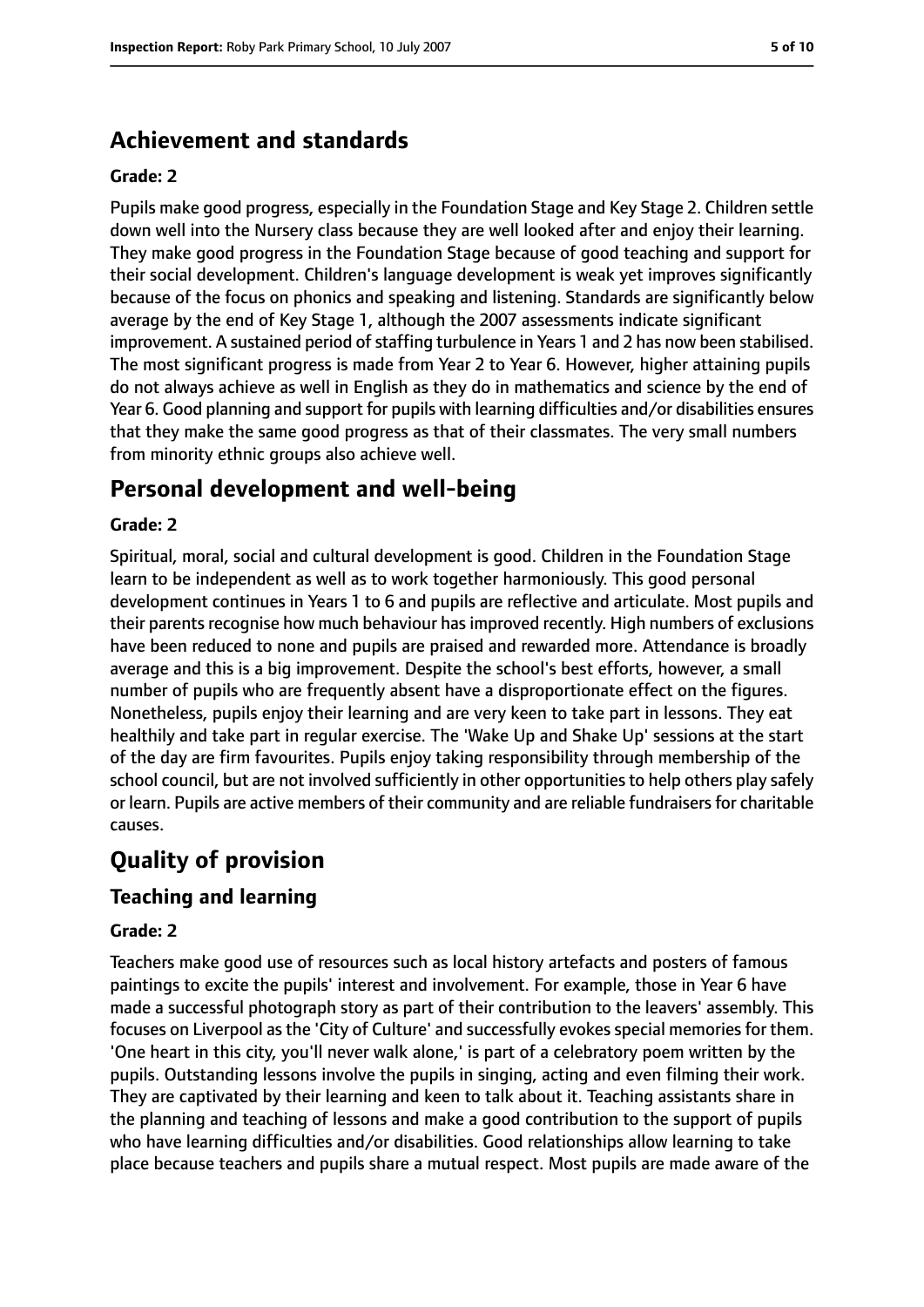## Achievement and standards

**Grade: 2**

Pupils make good progress, especially in the Foundation Stage and Key Stage 2. Children settle down well into the Nursery class because they are well looked after and enjoy their learning. They make good progress in the Foundation Stage because of good teaching and support for their social development. Children's language development is weak yet improves significantly because of the focus on phonics and speaking and listening. Standards are significantly below average by the end of Key Stage 1, although the 2007 assessments indicate significant improvement. A sustained period of staffing turbulence in Years 1 and 2 has now been stabilised. The most significant progress is made from Year 2 to Year 6. However, higher attaining pupils do not always achieve as well in English as they do in mathematics and science by the end of Year 6. Good planning and support for pupils with learning difficulties and/or disabilities ensures that they make the same good progress as that of their classmates. The very small numbers from minority ethnic groups also achieve well.

## Personal development and well-being

**Grade: 2**

Spiritual, moral, social and cultural development is good. Children in the Foundation Stage learn to be independent as well as to work together harmoniously. This good personal development continues in Years 1 to 6 and pupils are reflective and articulate. Most pupils and their parents recognise how much behaviour has improved recently. High numbers of exclusions have been reduced to none and pupils are praised and rewarded more. Attendance is broadly average and this is a big improvement. Despite the school's best efforts, however, a small number of pupils who are frequently absent have a disproportionate effect on the figures. Nonetheless, pupils enjoy their learning and are very keen to take part in lessons. They eat healthily and take part in regular exercise. The 'Wake Up and Shake Up' sessions at the start of the day are firm favourites. Pupils enjoy taking responsibility through membership of the school council, but are not involved sufficiently in other opportunities to help others play safely or learn. Pupils are active members of their community and are reliable fundraisers for charitable causes.

# Quality of provision

## Teaching and learning

**Grade: 2**

Teachers make good use of resources such as local history artefacts and posters of famous paintings to excite the pupils' interest and involvement. For example, those in Year 6 have made a successful photograph story as part of their contribution to the leavers' assembly. This focuses on Liverpool as the 'City of Culture' and successfully evokes special memories for them. 'One heart in this city, you'll never walk alone,' is part of a celebratory poem written by the pupils. Outstanding lessons involve the pupils in singing, acting and even filming their work. They are captivated by their learning and keen to talk about it. Teaching assistants share in the planning and teaching of lessons and make a good contribution to the support of pupils who have learning difficulties and/or disabilities. Good relationships allow learning to take place because teachers and pupils share a mutual respect. Most pupils are made aware of the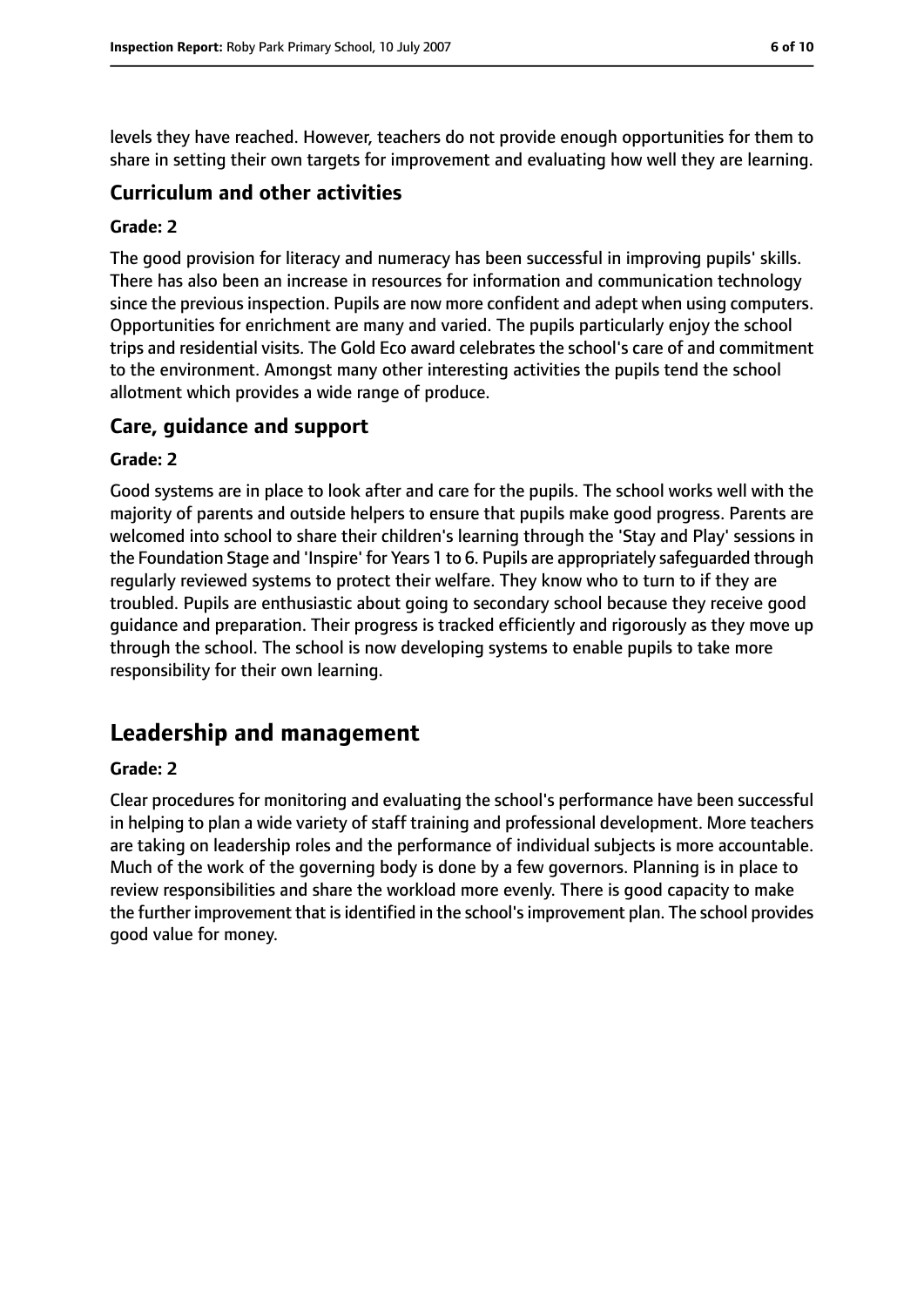levels they have reached. However, teachers do not provide enough opportunities for them to share in setting their own targets for improvement and evaluating how well they are learning.

### Curriculum and other activities

#### Grade: 2

The good provision for literacy and numeracy has been successful in improving pupils' skills. There has also been an increase in resources for information and communication technology since the previous inspection. Pupils are now more confident and adept when using computers. Opportunities for enrichment are many and varied. The pupils particularly enjoy the school trips and residential visits. The Gold Eco award celebrates the school's care of and commitment to the environment. Amongst many other interesting activities the pupils tend the school allotment which provides a wide range of produce.

### Care, guidance and support

#### Grade: 2

Good systems are in place to look after and care for the pupils. The school works well with the majority of parents and outside helpers to ensure that pupils make good progress. Parents are welcomed into school to share their children's learning through the 'Stay and Play' sessions in the Foundation Stage and 'Inspire' for Years 1 to 6. Pupils are appropriately safeguarded through regularly reviewed systems to protect their welfare. They know who to turn to if they are troubled. Pupils are enthusiastic about going to secondary school because they receive good guidance and preparation. Their progress is tracked efficiently and rigorously as they move up through the school. The school is now developing systems to enable pupils to take more responsibility for their own learning.

## Leadership and management

#### Grade: 2

Clear procedures for monitoring and evaluating the school's performance have been successful in helping to plan a wide variety of staff training and professional development. More teachers are taking on leadership roles and the performance of individual subjects is more accountable. Much of the work of the governing body is done by a few governors. Planning is in place to review responsibilities and share the workload more evenly. There is good capacity to make the further improvement that is identified in the school's improvement plan. The school provides good value for money.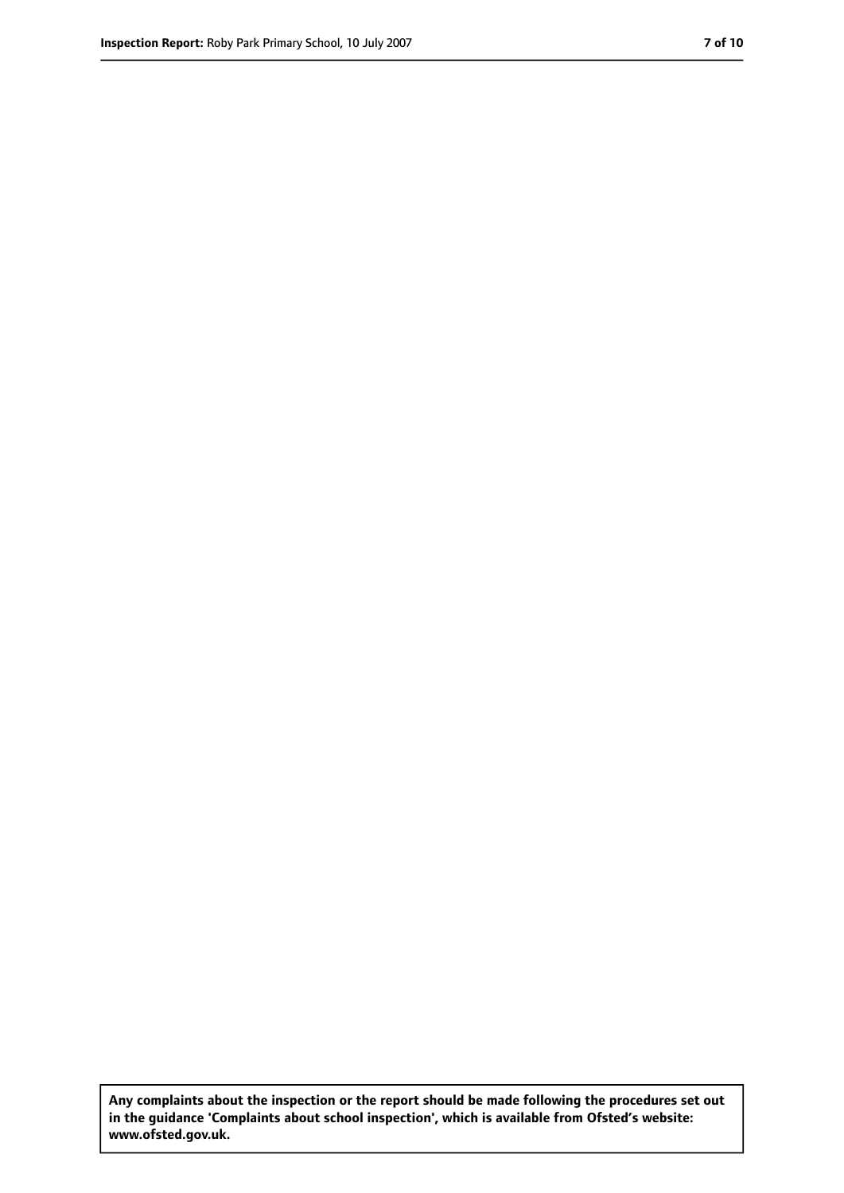**Any complaints about the inspection or the report should be made following the procedures set out in the guidance 'Complaints about school inspection', which is available from Ofsted's website: www.ofsted.gov.uk.**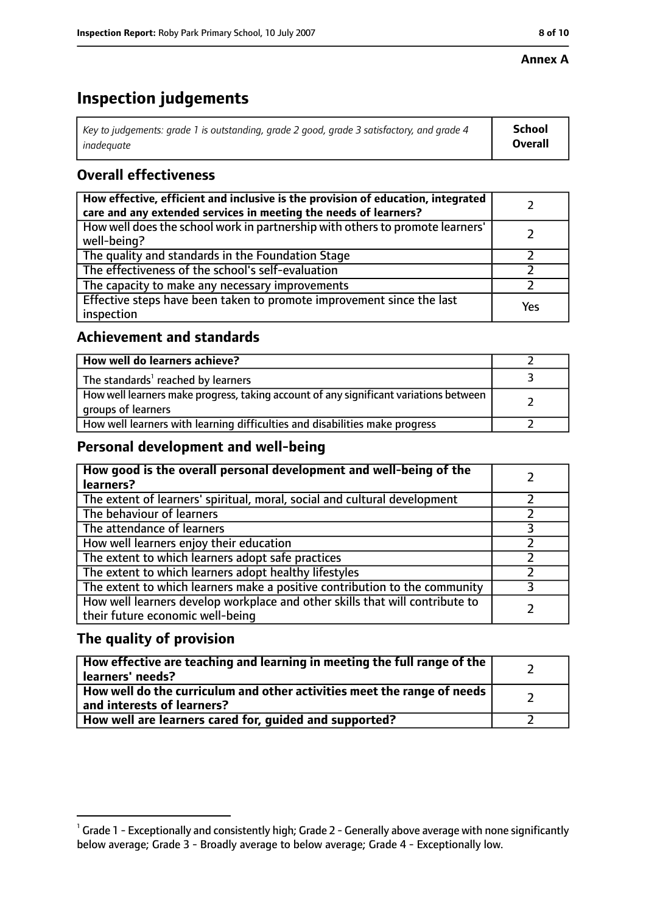**Annex A**

# Inspection judgements

| *Key to judgements: grade 1 is outstanding, grade 2 good, grade 3 satisfactory, and grade 4 inadequate* | **School Overall** |
|---|---|

## Overall effectiveness

| | |
|---|---|
| **How effective, efficient and inclusive is the provision of education, integrated care and any extended services in meeting the needs of learners?** | 2 |
| How well does the school work in partnership with others to promote learners' well-being? | 2 |
| The quality and standards in the Foundation Stage | 2 |
| The effectiveness of the school's self-evaluation | 2 |
| The capacity to make any necessary improvements | 2 |
| Effective steps have been taken to promote improvement since the last inspection | Yes |

## Achievement and standards

| | |
|---|---|
| **How well do learners achieve?** | 2 |
| The standards[1] reached by learners | 3 |
| How well learners make progress, taking account of any significant variations between groups of learners | 2 |
| How well learners with learning difficulties and disabilities make progress | 2 |

## Personal development and well-being

| | |
|---|---|
| **How good is the overall personal development and well-being of the learners?** | 2 |
| The extent of learners' spiritual, moral, social and cultural development | 2 |
| The behaviour of learners | 2 |
| The attendance of learners | 3 |
| How well learners enjoy their education | 2 |
| The extent to which learners adopt safe practices | 2 |
| The extent to which learners adopt healthy lifestyles | 2 |
| The extent to which learners make a positive contribution to the community | 3 |
| How well learners develop workplace and other skills that will contribute to their future economic well-being | 2 |

## The quality of provision

| | |
|---|---|
| **How effective are teaching and learning in meeting the full range of the learners' needs?** | 2 |
| **How well do the curriculum and other activities meet the range of needs and interests of learners?** | 2 |
| **How well are learners cared for, guided and supported?** | 2 |

[1] Grade 1 - Exceptionally and consistently high; Grade 2 - Generally above average with none significantly below average; Grade 3 - Broadly average to below average; Grade 4 - Exceptionally low.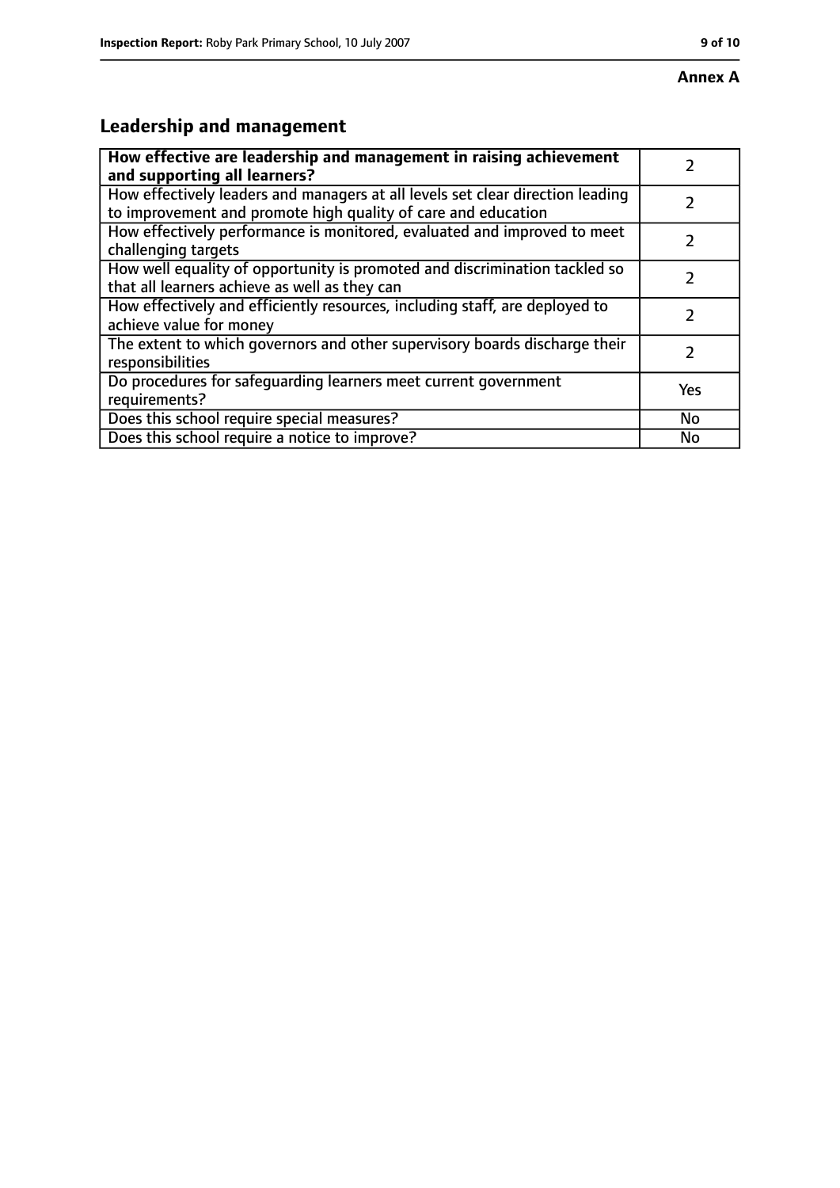**Annex A**

## Leadership and management

| | |
|---|---|
| **How effective are leadership and management in raising achievement and supporting all learners?** | 2 |
| How effectively leaders and managers at all levels set clear direction leading to improvement and promote high quality of care and education | 2 |
| How effectively performance is monitored, evaluated and improved to meet challenging targets | 2 |
| How well equality of opportunity is promoted and discrimination tackled so that all learners achieve as well as they can | 2 |
| How effectively and efficiently resources, including staff, are deployed to achieve value for money | 2 |
| The extent to which governors and other supervisory boards discharge their responsibilities | 2 |
| Do procedures for safeguarding learners meet current government requirements? | Yes |
| Does this school require special measures? | No |
| Does this school require a notice to improve? | No |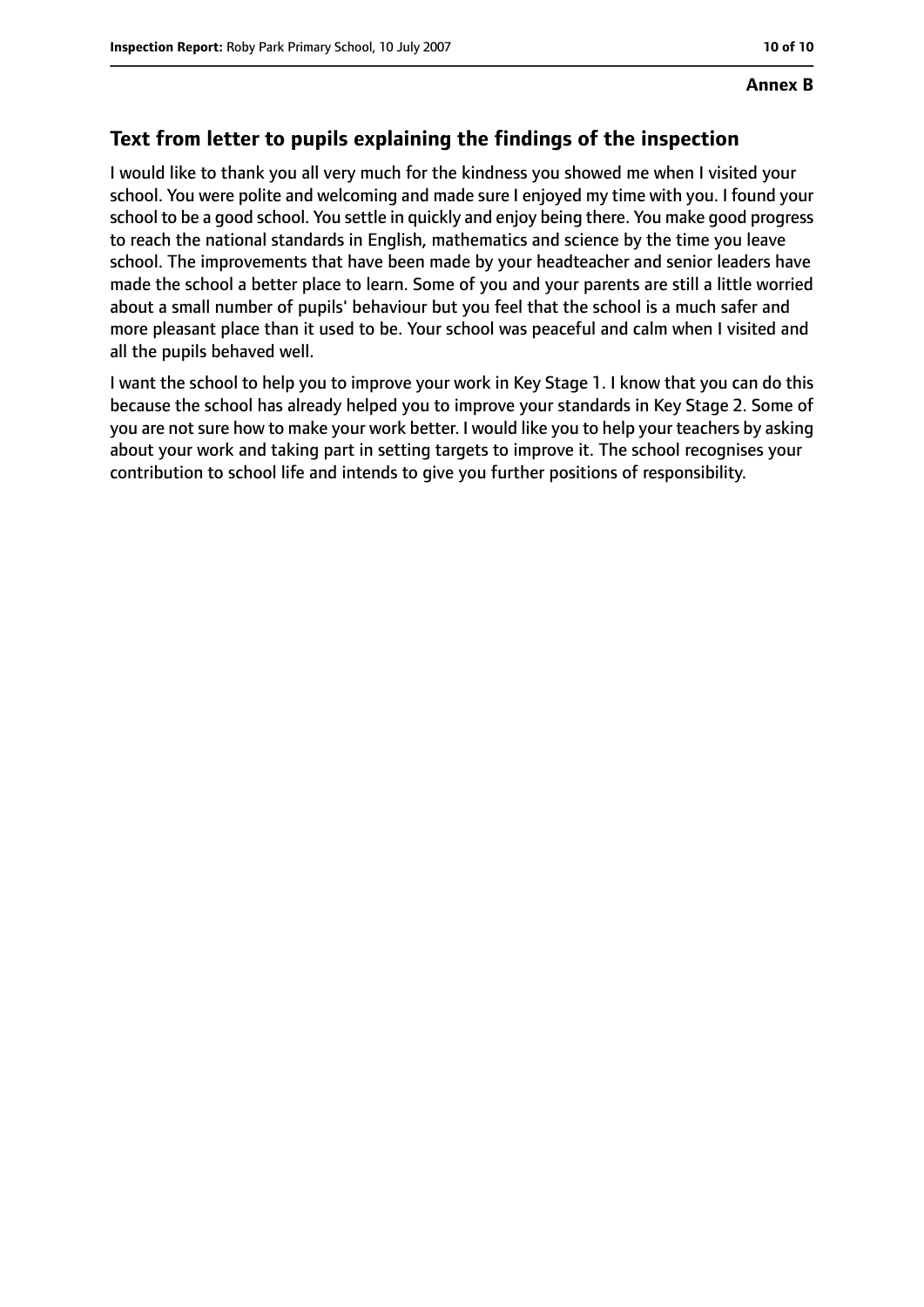**Annex B**

## Text from letter to pupils explaining the findings of the inspection

I would like to thank you all very much for the kindness you showed me when I visited your school. You were polite and welcoming and made sure I enjoyed my time with you. I found your school to be a good school. You settle in quickly and enjoy being there. You make good progress to reach the national standards in English, mathematics and science by the time you leave school. The improvements that have been made by your headteacher and senior leaders have made the school a better place to learn. Some of you and your parents are still a little worried about a small number of pupils' behaviour but you feel that the school is a much safer and more pleasant place than it used to be. Your school was peaceful and calm when I visited and all the pupils behaved well.

I want the school to help you to improve your work in Key Stage 1. I know that you can do this because the school has already helped you to improve your standards in Key Stage 2. Some of you are not sure how to make your work better. I would like you to help your teachers by asking about your work and taking part in setting targets to improve it. The school recognises your contribution to school life and intends to give you further positions of responsibility.